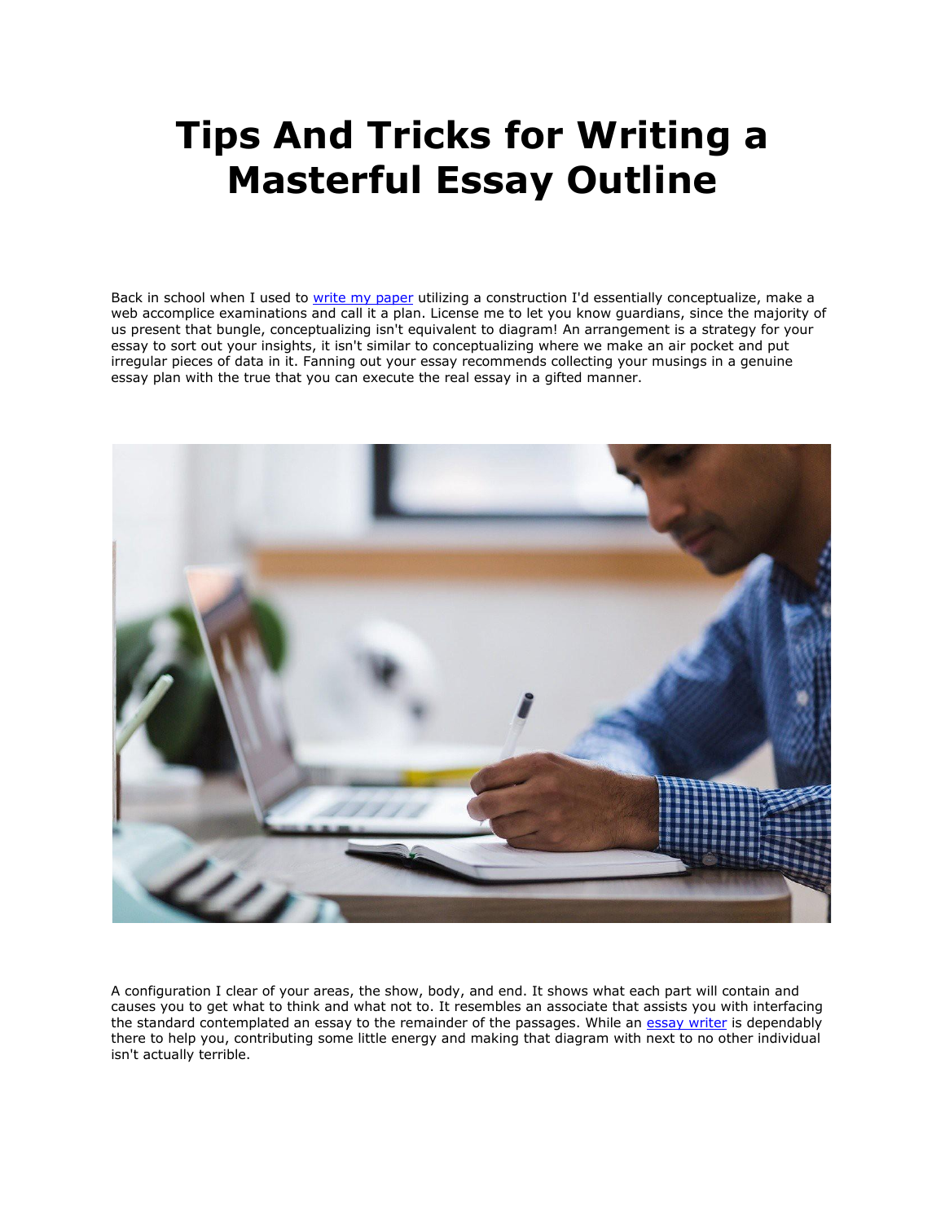# Tips And Tricks for Writing a Masterful Essay Outline

Back in school when I used to [write my paper](#) utilizing a construction I'd essentially conceptualize, make a web accomplice examinations and call it a plan. License me to let you know guardians, since the majority of us present that bungle, conceptualizing isn't equivalent to diagram! An arrangement is a strategy for your essay to sort out your insights, it isn't similar to conceptualizing where we make an air pocket and put irregular pieces of data in it. Fanning out your essay recommends collecting your musings in a genuine essay plan with the true that you can execute the real essay in a gifted manner.

A configuration I clear of your areas, the show, body, and end. It shows what each part will contain and causes you to get what to think and what not to. It resembles an associate that assists you with interfacing the standard contemplated an essay to the remainder of the passages. While an [essay writer](#) is dependably there to help you, contributing some little energy and making that diagram with next to no other individual isn't actually terrible.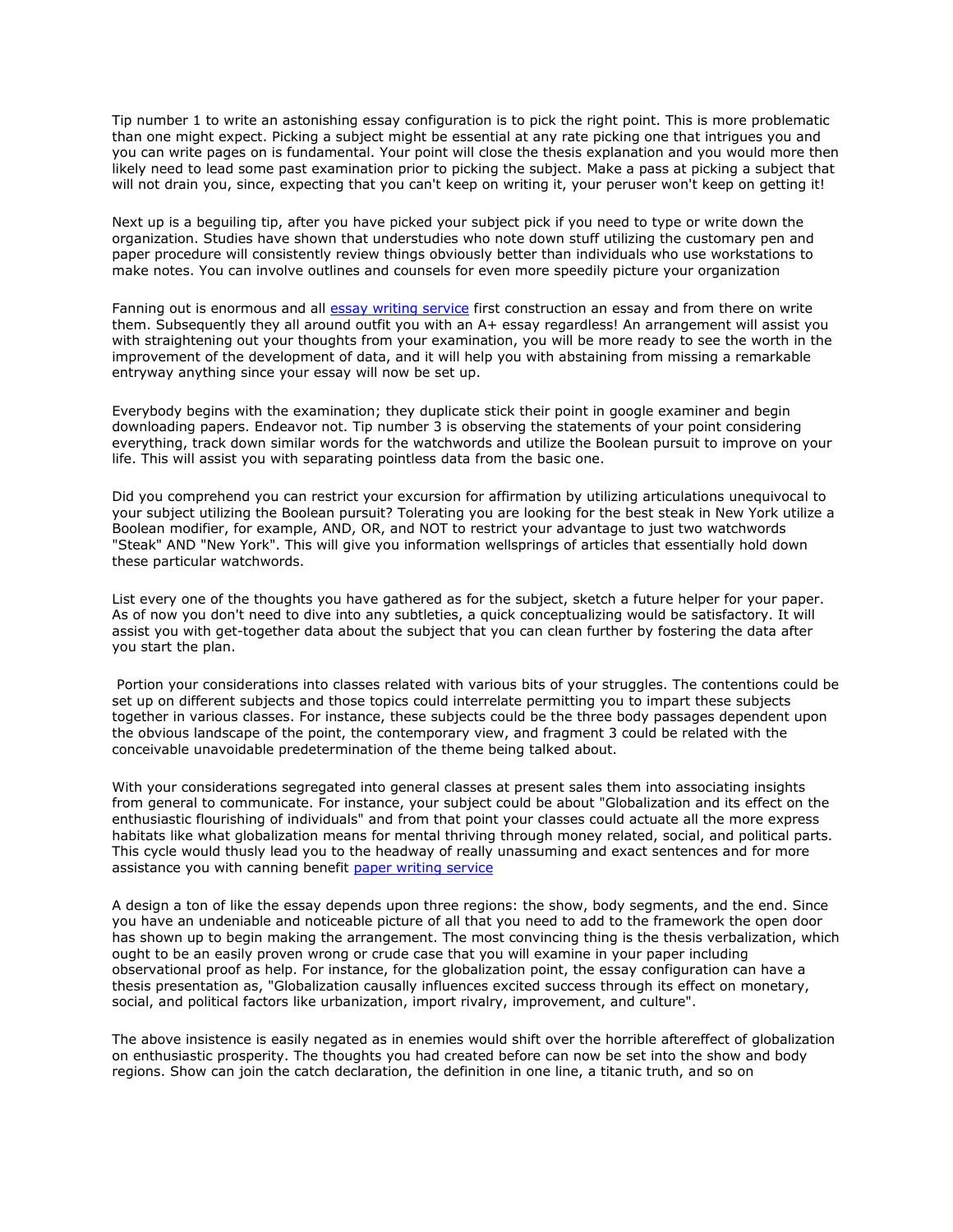Tip number 1 to write an astonishing essay configuration is to pick the right point. This is more problematic than one might expect. Picking a subject might be essential at any rate picking one that intrigues you and you can write pages on is fundamental. Your point will close the thesis explanation and you would more then likely need to lead some past examination prior to picking the subject. Make a pass at picking a subject that will not drain you, since, expecting that you can't keep on writing it, your peruser won't keep on getting it!

Next up is a beguiling tip, after you have picked your subject pick if you need to type or write down the organization. Studies have shown that understudies who note down stuff utilizing the customary pen and paper procedure will consistently review things obviously better than individuals who use workstations to make notes. You can involve outlines and counsels for even more speedily picture your organization

Fanning out is enormous and all [essay writing service] first construction an essay and from there on write them. Subsequently they all around outfit you with an A+ essay regardless! An arrangement will assist you with straightening out your thoughts from your examination, you will be more ready to see the worth in the improvement of the development of data, and it will help you with abstaining from missing a remarkable entryway anything since your essay will now be set up.

Everybody begins with the examination; they duplicate stick their point in google examiner and begin downloading papers. Endeavor not. Tip number 3 is observing the statements of your point considering everything, track down similar words for the watchwords and utilize the Boolean pursuit to improve on your life. This will assist you with separating pointless data from the basic one.

Did you comprehend you can restrict your excursion for affirmation by utilizing articulations unequivocal to your subject utilizing the Boolean pursuit? Tolerating you are looking for the best steak in New York utilize a Boolean modifier, for example, AND, OR, and NOT to restrict your advantage to just two watchwords "Steak" AND "New York". This will give you information wellsprings of articles that essentially hold down these particular watchwords.

List every one of the thoughts you have gathered as for the subject, sketch a future helper for your paper. As of now you don't need to dive into any subtleties, a quick conceptualizing would be satisfactory. It will assist you with get-together data about the subject that you can clean further by fostering the data after you start the plan.

Portion your considerations into classes related with various bits of your struggles. The contentions could be set up on different subjects and those topics could interrelate permitting you to impart these subjects together in various classes. For instance, these subjects could be the three body passages dependent upon the obvious landscape of the point, the contemporary view, and fragment 3 could be related with the conceivable unavoidable predetermination of the theme being talked about.

With your considerations segregated into general classes at present sales them into associating insights from general to communicate. For instance, your subject could be about "Globalization and its effect on the enthusiastic flourishing of individuals" and from that point your classes could actuate all the more express habitats like what globalization means for mental thriving through money related, social, and political parts. This cycle would thusly lead you to the headway of really unassuming and exact sentences and for more assistance you with canning benefit [paper writing service]

A design a ton of like the essay depends upon three regions: the show, body segments, and the end. Since you have an undeniable and noticeable picture of all that you need to add to the framework the open door has shown up to begin making the arrangement. The most convincing thing is the thesis verbalization, which ought to be an easily proven wrong or crude case that you will examine in your paper including observational proof as help. For instance, for the globalization point, the essay configuration can have a thesis presentation as, "Globalization causally influences excited success through its effect on monetary, social, and political factors like urbanization, import rivalry, improvement, and culture".

The above insistence is easily negated as in enemies would shift over the horrible aftereffect of globalization on enthusiastic prosperity. The thoughts you had created before can now be set into the show and body regions. Show can join the catch declaration, the definition in one line, a titanic truth, and so on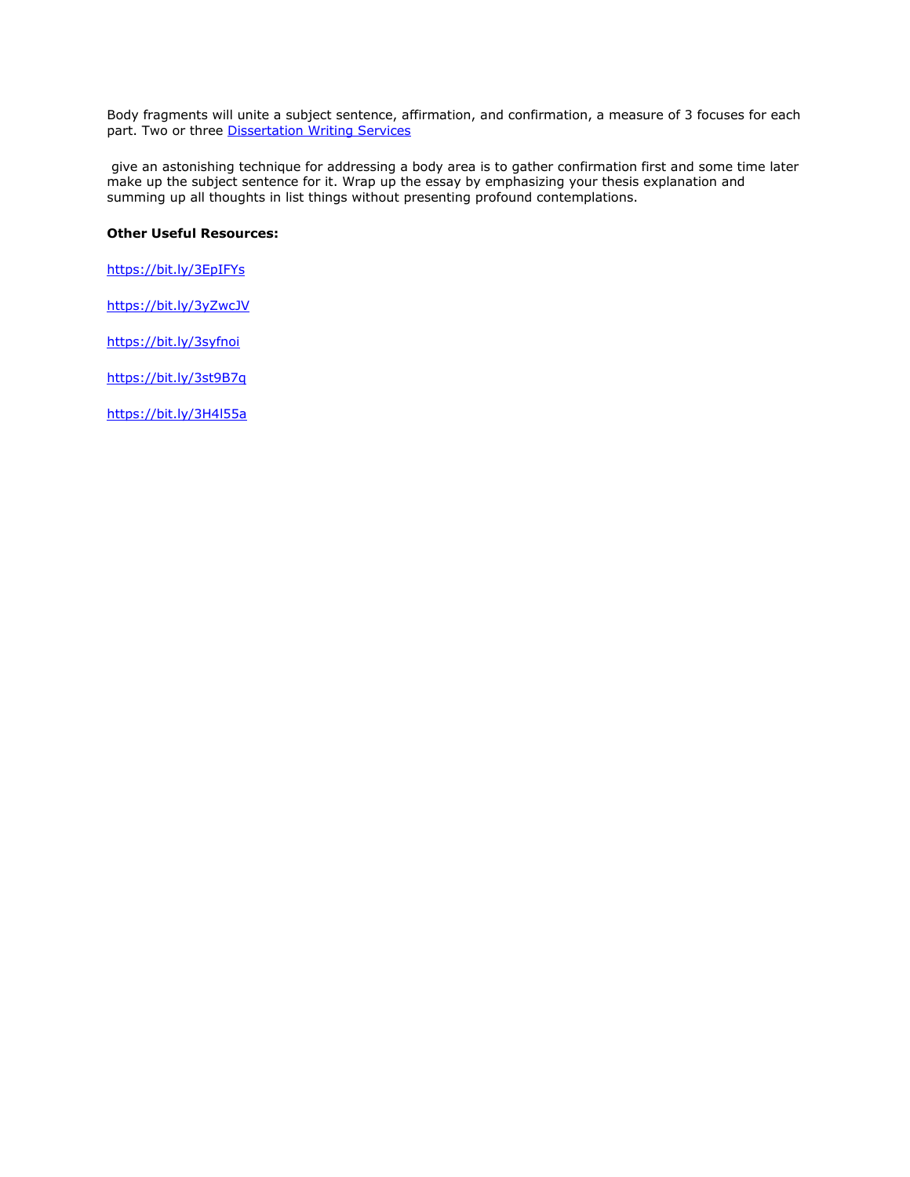Body fragments will unite a subject sentence, affirmation, and confirmation, a measure of 3 focuses for each part. Two or three [Dissertation Writing Services](#)

give an astonishing technique for addressing a body area is to gather confirmation first and some time later make up the subject sentence for it. Wrap up the essay by emphasizing your thesis explanation and summing up all thoughts in list things without presenting profound contemplations.

**Other Useful Resources:**

https://bit.ly/3EpIFYs

https://bit.ly/3yZwcJV

https://bit.ly/3syfnoi

https://bit.ly/3st9B7q

https://bit.ly/3H4l55a